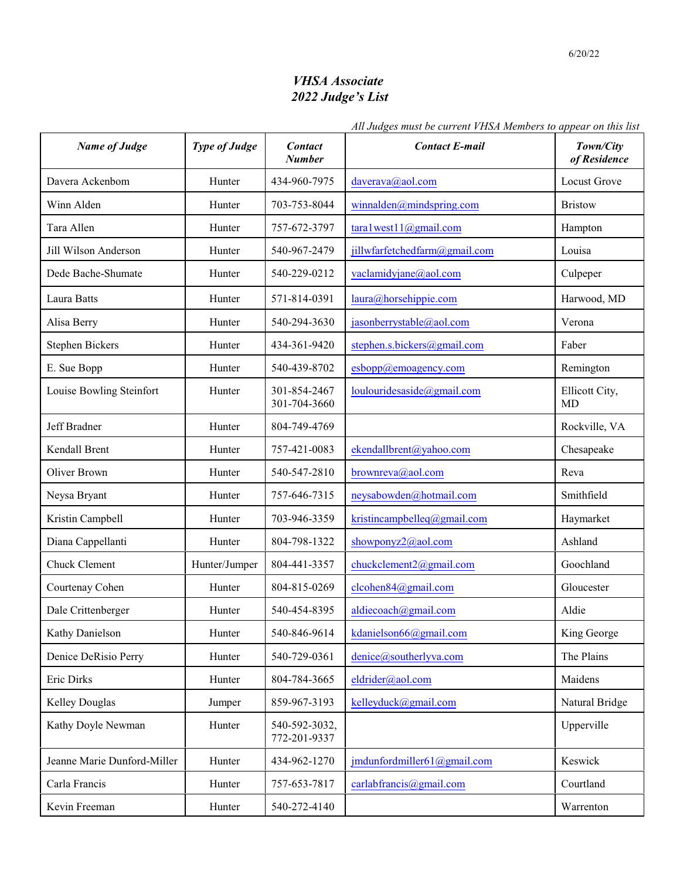6/20/22

# *VHSA Associate*
# *2022 Judge's List*

*All Judges must be current VHSA Members to appear on this list*

| ***Name of Judge*** | ***Type of Judge*** | ***Contact Number*** | ***Contact E-mail*** | ***Town/City of Residence*** |
|---|---|---|---|---|
| Davera Ackenbom | Hunter | 434-960-7975 | daverava@aol.com | Locust Grove |
| Winn Alden | Hunter | 703-753-8044 | winnalden@mindspring.com | Bristow |
| Tara Allen | Hunter | 757-672-3797 | tara1west11@gmail.com | Hampton |
| Jill Wilson Anderson | Hunter | 540-967-2479 | jillwfarfetchedfarm@gmail.com | Louisa |
| Dede Bache-Shumate | Hunter | 540-229-0212 | vaclamidyjane@aol.com | Culpeper |
| Laura Batts | Hunter | 571-814-0391 | laura@horsehippie.com | Harwood, MD |
| Alisa Berry | Hunter | 540-294-3630 | jasonberrystable@aol.com | Verona |
| Stephen Bickers | Hunter | 434-361-9420 | stephen.s.bickers@gmail.com | Faber |
| E. Sue Bopp | Hunter | 540-439-8702 | esbopp@emoagency.com | Remington |
| Louise Bowling Steinfort | Hunter | 301-854-2467<br>301-704-3660 | loulouridesaside@gmail.com | Ellicott City, MD |
| Jeff Bradner | Hunter | 804-749-4769 | | Rockville, VA |
| Kendall Brent | Hunter | 757-421-0083 | ekendallbrent@yahoo.com | Chesapeake |
| Oliver Brown | Hunter | 540-547-2810 | brownreva@aol.com | Reva |
| Neysa Bryant | Hunter | 757-646-7315 | neysabowden@hotmail.com | Smithfield |
| Kristin Campbell | Hunter | 703-946-3359 | kristincampbelleq@gmail.com | Haymarket |
| Diana Cappellanti | Hunter | 804-798-1322 | showponyz2@aol.com | Ashland |
| Chuck Clement | Hunter/Jumper | 804-441-3357 | chuckclement2@gmail.com | Goochland |
| Courtenay Cohen | Hunter | 804-815-0269 | clcohen84@gmail.com | Gloucester |
| Dale Crittenberger | Hunter | 540-454-8395 | aldiecoach@gmail.com | Aldie |
| Kathy Danielson | Hunter | 540-846-9614 | kdanielson66@gmail.com | King George |
| Denice DeRisio Perry | Hunter | 540-729-0361 | denice@southerlyva.com | The Plains |
| Eric Dirks | Hunter | 804-784-3665 | eldrider@aol.com | Maidens |
| Kelley Douglas | Jumper | 859-967-3193 | kelleyduck@gmail.com | Natural Bridge |
| Kathy Doyle Newman | Hunter | 540-592-3032,<br>772-201-9337 | | Upperville |
| Jeanne Marie Dunford-Miller | Hunter | 434-962-1270 | jmdunfordmiller61@gmail.com | Keswick |
| Carla Francis | Hunter | 757-653-7817 | carlabfrancis@gmail.com | Courtland |
| Kevin Freeman | Hunter | 540-272-4140 | | Warrenton |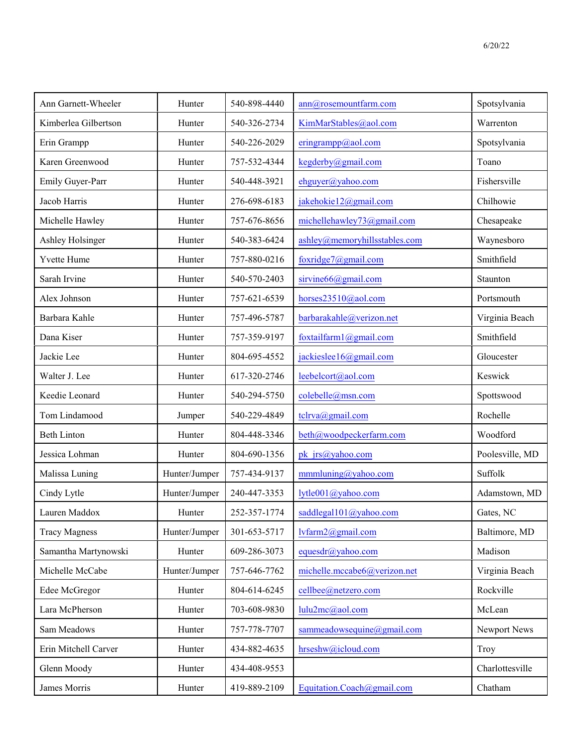| | | | | |
|---|---|---|---|---|
| Ann Garnett-Wheeler | Hunter | 540-898-4440 | ann@rosemountfarm.com | Spotsylvania |
| Kimberlea Gilbertson | Hunter | 540-326-2734 | KimMarStables@aol.com | Warrenton |
| Erin Grampp | Hunter | 540-226-2029 | eringrampp@aol.com | Spotsylvania |
| Karen Greenwood | Hunter | 757-532-4344 | kegderby@gmail.com | Toano |
| Emily Guyer-Parr | Hunter | 540-448-3921 | ehguyer@yahoo.com | Fishersville |
| Jacob Harris | Hunter | 276-698-6183 | jakehokie12@gmail.com | Chilhowie |
| Michelle Hawley | Hunter | 757-676-8656 | michellehawley73@gmail.com | Chesapeake |
| Ashley Holsinger | Hunter | 540-383-6424 | ashley@memoryhillsstables.com | Waynesboro |
| Yvette Hume | Hunter | 757-880-0216 | foxridge7@gmail.com | Smithfield |
| Sarah Irvine | Hunter | 540-570-2403 | sirvine66@gmail.com | Staunton |
| Alex Johnson | Hunter | 757-621-6539 | horses23510@aol.com | Portsmouth |
| Barbara Kahle | Hunter | 757-496-5787 | barbarakahle@verizon.net | Virginia Beach |
| Dana Kiser | Hunter | 757-359-9197 | foxtailfarm1@gmail.com | Smithfield |
| Jackie Lee | Hunter | 804-695-4552 | jackieslee16@gmail.com | Gloucester |
| Walter J. Lee | Hunter | 617-320-2746 | leebelcort@aol.com | Keswick |
| Keedie Leonard | Hunter | 540-294-5750 | colebelle@msn.com | Spottswood |
| Tom Lindamood | Jumper | 540-229-4849 | tclrva@gmail.com | Rochelle |
| Beth Linton | Hunter | 804-448-3346 | beth@woodpeckerfarm.com | Woodford |
| Jessica Lohman | Hunter | 804-690-1356 | pk_jrs@yahoo.com | Poolesville, MD |
| Malissa Luning | Hunter/Jumper | 757-434-9137 | mmmluning@yahoo.com | Suffolk |
| Cindy Lytle | Hunter/Jumper | 240-447-3353 | lytle001@yahoo.com | Adamstown, MD |
| Lauren Maddox | Hunter | 252-357-1774 | saddlegal101@yahoo.com | Gates, NC |
| Tracy Magness | Hunter/Jumper | 301-653-5717 | lvfarm2@gmail.com | Baltimore, MD |
| Samantha Martynowski | Hunter | 609-286-3073 | equesdr@yahoo.com | Madison |
| Michelle McCabe | Hunter/Jumper | 757-646-7762 | michelle.mccabe6@verizon.net | Virginia Beach |
| Edee McGregor | Hunter | 804-614-6245 | cellbee@netzero.com | Rockville |
| Lara McPherson | Hunter | 703-608-9830 | lulu2mc@aol.com | McLean |
| Sam Meadows | Hunter | 757-778-7707 | sammeadowsequine@gmail.com | Newport News |
| Erin Mitchell Carver | Hunter | 434-882-4635 | hrseshw@icloud.com | Troy |
| Glenn Moody | Hunter | 434-408-9553 | | Charlottesville |
| James Morris | Hunter | 419-889-2109 | Equitation.Coach@gmail.com | Chatham |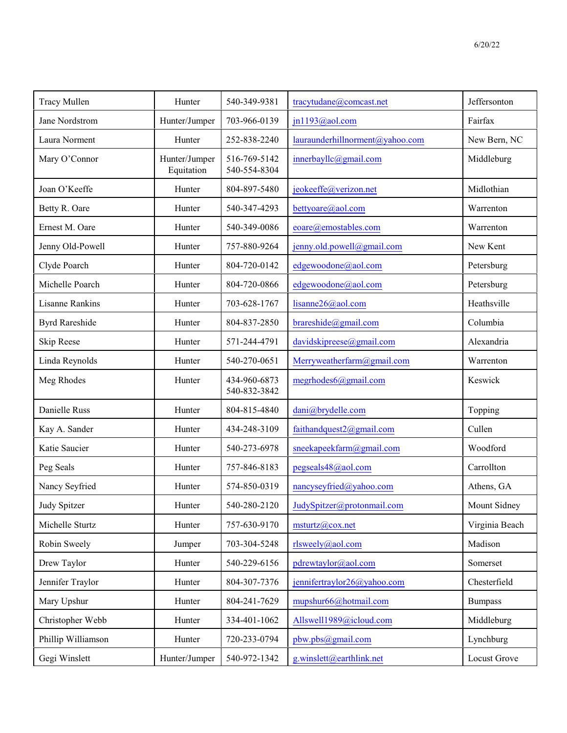| Tracy Mullen | Hunter | 540-349-9381 | tracytudane@comcast.net | Jeffersonton |
|---|---|---|---|---|
| Jane Nordstrom | Hunter/Jumper | 703-966-0139 | jn1193@aol.com | Fairfax |
| Laura Norment | Hunter | 252-838-2240 | lauraunderhillnorment@yahoo.com | New Bern, NC |
| Mary O'Connor | Hunter/Jumper Equitation | 516-769-5142 540-554-8304 | innerbayllc@gmail.com | Middleburg |
| Joan O'Keeffe | Hunter | 804-897-5480 | jeokeeffe@verizon.net | Midlothian |
| Betty R. Oare | Hunter | 540-347-4293 | bettyoare@aol.com | Warrenton |
| Ernest M. Oare | Hunter | 540-349-0086 | eoare@emostables.com | Warrenton |
| Jenny Old-Powell | Hunter | 757-880-9264 | jenny.old.powell@gmail.com | New Kent |
| Clyde Poarch | Hunter | 804-720-0142 | edgewoodone@aol.com | Petersburg |
| Michelle Poarch | Hunter | 804-720-0866 | edgewoodone@aol.com | Petersburg |
| Lisanne Rankins | Hunter | 703-628-1767 | lisanne26@aol.com | Heathsville |
| Byrd Rareshide | Hunter | 804-837-2850 | brareshide@gmail.com | Columbia |
| Skip Reese | Hunter | 571-244-4791 | davidskipreese@gmail.com | Alexandria |
| Linda Reynolds | Hunter | 540-270-0651 | Merryweatherfarm@gmail.com | Warrenton |
| Meg Rhodes | Hunter | 434-960-6873 540-832-3842 | megrhodes6@gmail.com | Keswick |
| Danielle Russ | Hunter | 804-815-4840 | dani@brydelle.com | Topping |
| Kay A. Sander | Hunter | 434-248-3109 | faithandquest2@gmail.com | Cullen |
| Katie Saucier | Hunter | 540-273-6978 | sneekapeekfarm@gmail.com | Woodford |
| Peg Seals | Hunter | 757-846-8183 | pegseals48@aol.com | Carrollton |
| Nancy Seyfried | Hunter | 574-850-0319 | nancyseyfried@yahoo.com | Athens, GA |
| Judy Spitzer | Hunter | 540-280-2120 | JudySpitzer@protonmail.com | Mount Sidney |
| Michelle Sturtz | Hunter | 757-630-9170 | msturtz@cox.net | Virginia Beach |
| Robin Sweely | Jumper | 703-304-5248 | rlsweely@aol.com | Madison |
| Drew Taylor | Hunter | 540-229-6156 | pdrewtaylor@aol.com | Somerset |
| Jennifer Traylor | Hunter | 804-307-7376 | jennifertraylor26@yahoo.com | Chesterfield |
| Mary Upshur | Hunter | 804-241-7629 | mupshur66@hotmail.com | Bumpass |
| Christopher Webb | Hunter | 334-401-1062 | Allswell1989@icloud.com | Middleburg |
| Phillip Williamson | Hunter | 720-233-0794 | pbw.pbs@gmail.com | Lynchburg |
| Gegi Winslett | Hunter/Jumper | 540-972-1342 | g.winslett@earthlink.net | Locust Grove |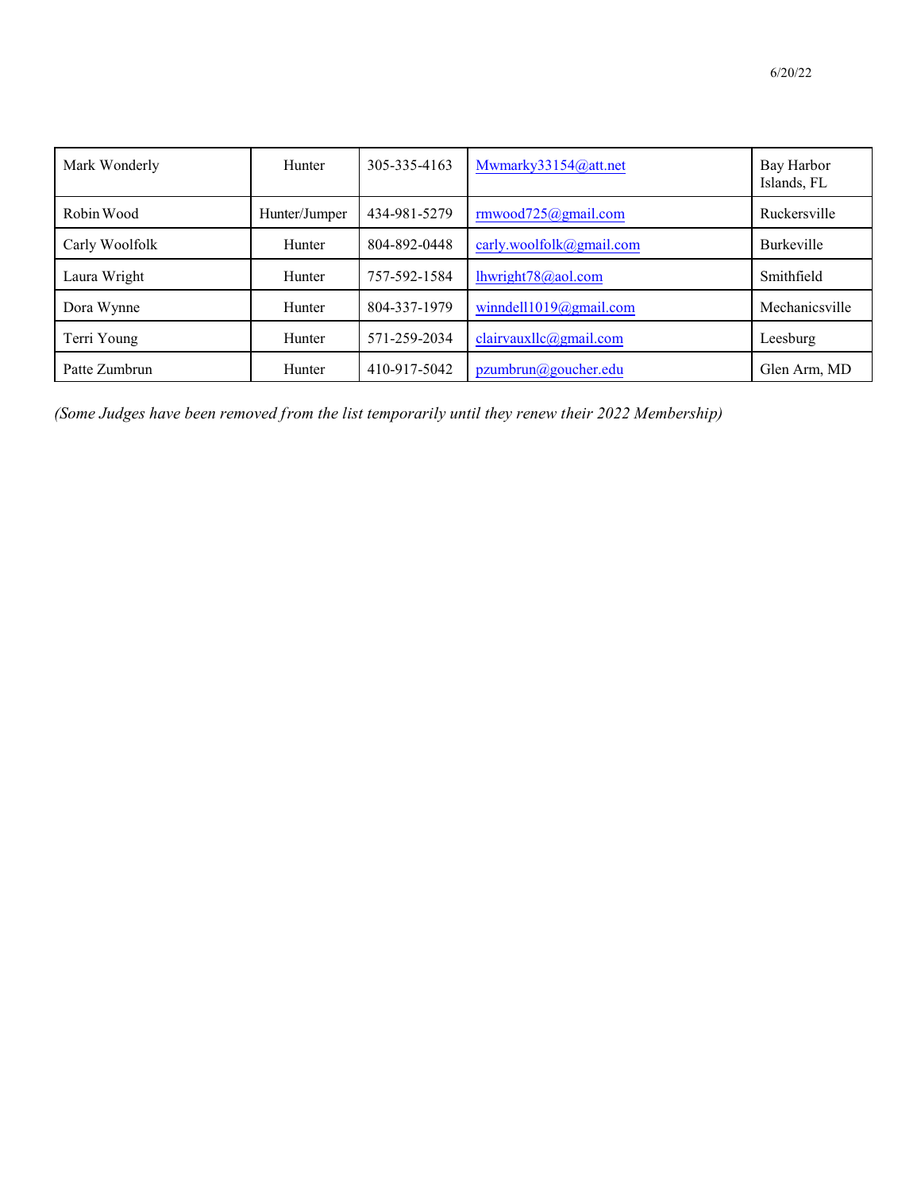| | | | | |
|---|---|---|---|---|
| Mark Wonderly | Hunter | 305-335-4163 | Mwmarky33154@att.net | Bay Harbor Islands, FL |
| Robin Wood | Hunter/Jumper | 434-981-5279 | rmwood725@gmail.com | Ruckersville |
| Carly Woolfolk | Hunter | 804-892-0448 | carly.woolfolk@gmail.com | Burkeville |
| Laura Wright | Hunter | 757-592-1584 | lhwright78@aol.com | Smithfield |
| Dora Wynne | Hunter | 804-337-1979 | winndell1019@gmail.com | Mechanicsville |
| Terri Young | Hunter | 571-259-2034 | clairvauxllc@gmail.com | Leesburg |
| Patte Zumbrun | Hunter | 410-917-5042 | pzumbrun@goucher.edu | Glen Arm, MD |

*(Some Judges have been removed from the list temporarily until they renew their 2022 Membership)*